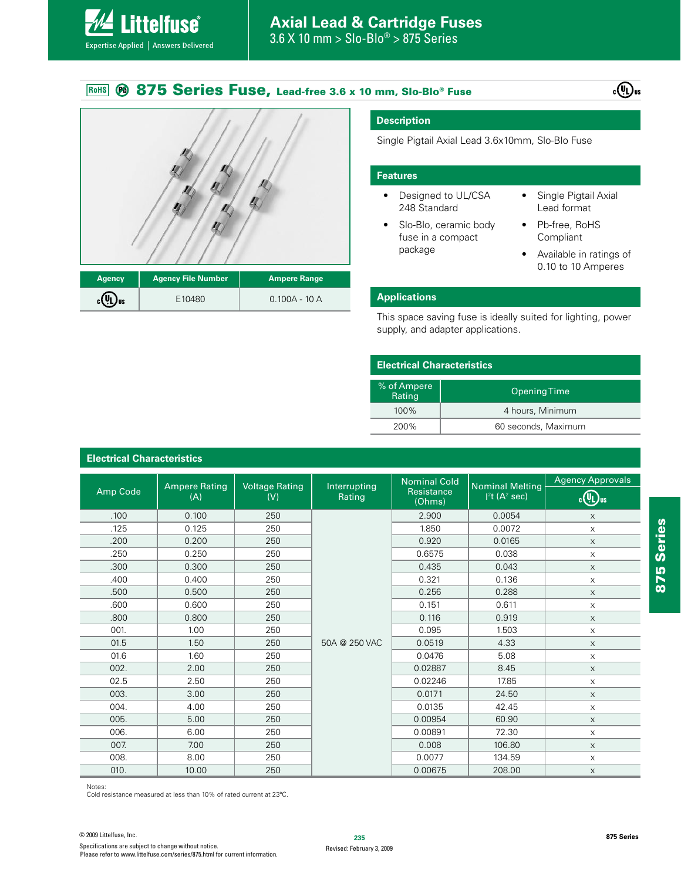# Axial Lead & Cartridge Fuses

3.6 X 10 mm > Slo-Blo® > 875 Series

## 875 Series Fuse, Lead-free 3.6 x 10 mm, Slo-Blo® Fuse

| Agency | Agency File Number | Ampere Range |
|---|---|---|
| cULus | E10480 | 0.100A - 10 A |

### Description

Single Pigtail Axial Lead 3.6x10mm, Slo-Blo Fuse

### Features

- Designed to UL/CSA 248 Standard
- Slo-Blo, ceramic body fuse in a compact package
- Single Pigtail Axial Lead format
- Pb-free, RoHS Compliant
- Available in ratings of 0.10 to 10 Amperes

### Applications

This space saving fuse is ideally suited for lighting, power supply, and adapter applications.

### Electrical Characteristics

| % of Ampere Rating | Opening Time |
|---|---|
| 100% | 4 hours, Minimum |
| 200% | 60 seconds, Maximum |

### Electrical Characteristics

| Amp Code | Ampere Rating (A) | Voltage Rating (V) | Interrupting Rating | Nominal Cold Resistance (Ohms) | Nominal Melting $I^2t$ ($A^2$ sec) | Agency Approvals cULus |
|---|---|---|---|---|---|---|
| .100 | 0.100 | 250 | 50A @ 250 VAC | 2.900 | 0.0054 | x |
| .125 | 0.125 | 250 | 50A @ 250 VAC | 1.850 | 0.0072 | x |
| .200 | 0.200 | 250 | 50A @ 250 VAC | 0.920 | 0.0165 | x |
| .250 | 0.250 | 250 | 50A @ 250 VAC | 0.6575 | 0.038 | x |
| .300 | 0.300 | 250 | 50A @ 250 VAC | 0.435 | 0.043 | x |
| .400 | 0.400 | 250 | 50A @ 250 VAC | 0.321 | 0.136 | x |
| .500 | 0.500 | 250 | 50A @ 250 VAC | 0.256 | 0.288 | x |
| .600 | 0.600 | 250 | 50A @ 250 VAC | 0.151 | 0.611 | x |
| .800 | 0.800 | 250 | 50A @ 250 VAC | 0.116 | 0.919 | x |
| 001. | 1.00 | 250 | 50A @ 250 VAC | 0.095 | 1.503 | x |
| 01.5 | 1.50 | 250 | 50A @ 250 VAC | 0.0519 | 4.33 | x |
| 01.6 | 1.60 | 250 | 50A @ 250 VAC | 0.0476 | 5.08 | x |
| 002. | 2.00 | 250 | 50A @ 250 VAC | 0.02887 | 8.45 | x |
| 02.5 | 2.50 | 250 | 50A @ 250 VAC | 0.02246 | 17.85 | x |
| 003. | 3.00 | 250 | 50A @ 250 VAC | 0.0171 | 24.50 | x |
| 004. | 4.00 | 250 | 50A @ 250 VAC | 0.0135 | 42.45 | x |
| 005. | 5.00 | 250 | 50A @ 250 VAC | 0.00954 | 60.90 | x |
| 006. | 6.00 | 250 | 50A @ 250 VAC | 0.00891 | 72.30 | x |
| 007. | 7.00 | 250 | 50A @ 250 VAC | 0.008 | 106.80 | x |
| 008. | 8.00 | 250 | 50A @ 250 VAC | 0.0077 | 134.59 | x |
| 010. | 10.00 | 250 | 50A @ 250 VAC | 0.00675 | 208.00 | x |

Notes:
Cold resistance measured at less than 10% of rated current at 23°C.

© 2009 Littelfuse, Inc.
Specifications are subject to change without notice.
Please refer to www.littelfuse.com/series/875.html for current information.

Revised: February 3, 2009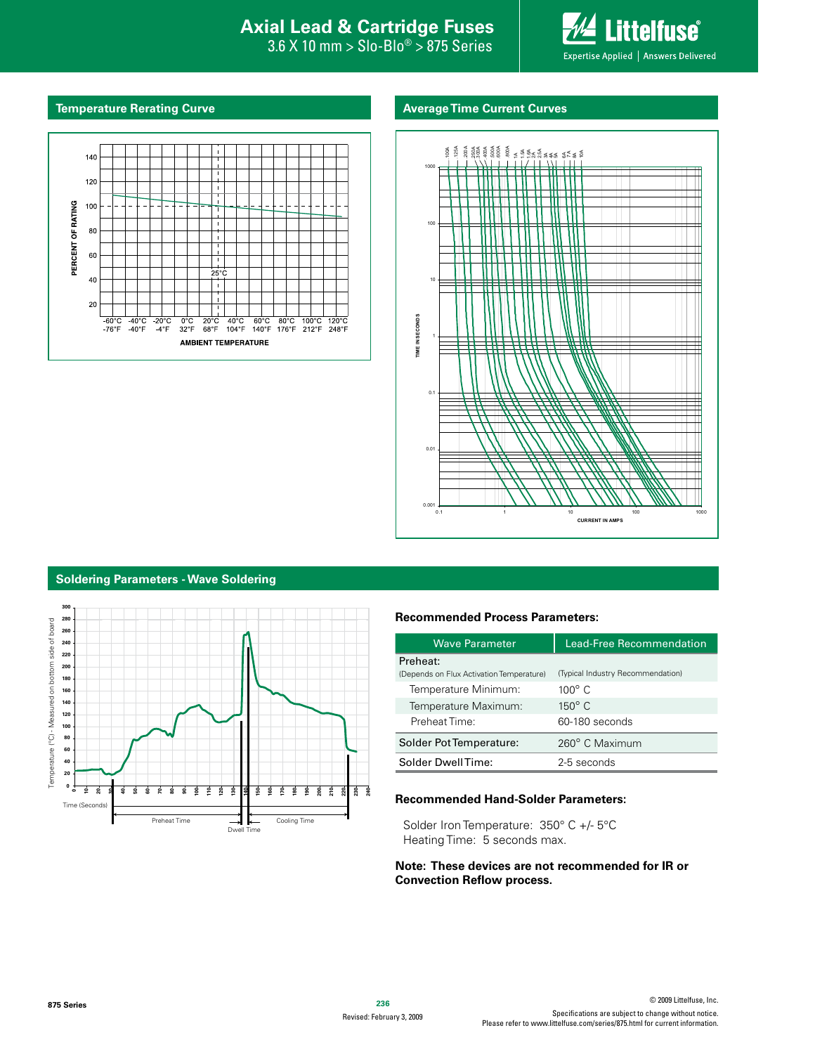## Temperature Rerating Curve

## Average Time Current Curves

## Soldering Parameters - Wave Soldering

### Recommended Process Parameters:

| Wave Parameter | Lead-Free Recommendation |
|---|---|
| Preheat:<br>(Depends on Flux Activation Temperature) | (Typical Industry Recommendation) |
| Temperature Minimum: | 100° C |
| Temperature Maximum: | 150° C |
| Preheat Time: | 60-180 seconds |
| Solder Pot Temperature: | 260° C Maximum |
| Solder Dwell Time: | 2-5 seconds |

### Recommended Hand-Solder Parameters:

Solder Iron Temperature: 350° C +/- 5°C
Heating Time: 5 seconds max.

**Note: These devices are not recommended for IR or Convection Reflow process.**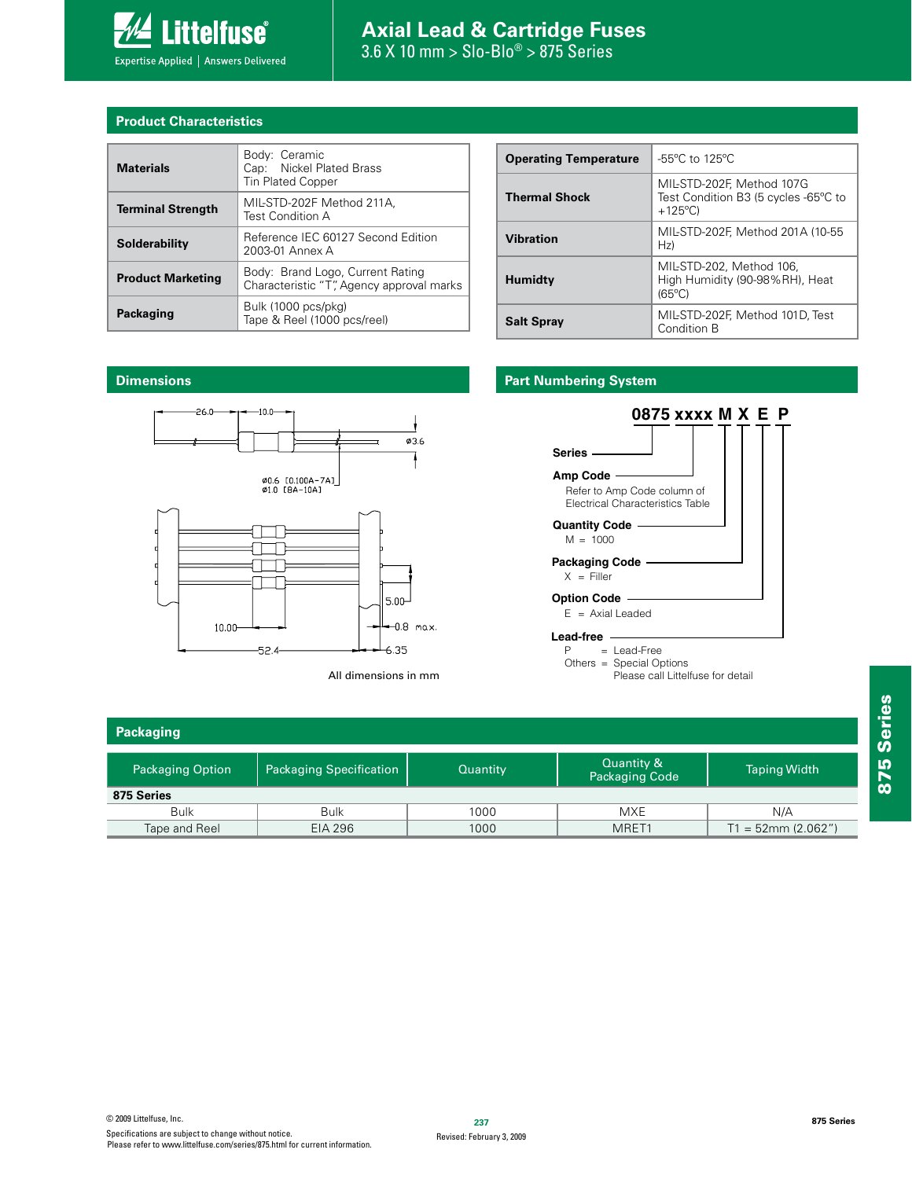# Axial Lead & Cartridge Fuses

3.6 X 10 mm > Slo-Blo® > 875 Series

## Product Characteristics

| | |
|---|---|
| **Materials** | Body: Ceramic<br>Cap: Nickel Plated Brass<br>Tin Plated Copper |
| **Terminal Strength** | MIL-STD-202F Method 211A, Test Condition A |
| **Solderability** | Reference IEC 60127 Second Edition 2003-01 Annex A |
| **Product Marketing** | Body: Brand Logo, Current Rating Characteristic "T", Agency approval marks |
| **Packaging** | Bulk (1000 pcs/pkg)<br>Tape & Reel (1000 pcs/reel) |

| | |
|---|---|
| **Operating Temperature** | -55ºC to 125ºC |
| **Thermal Shock** | MIL-STD-202F, Method 107G Test Condition B3 (5 cycles -65ºC to +125ºC) |
| **Vibration** | MIL-STD-202F, Method 201A (10-55 Hz) |
| **Humidty** | MIL-STD-202, Method 106, High Humidity (90-98%RH), Heat (65ºC) |
| **Salt Spray** | MIL-STD-202F, Method 101D, Test Condition B |

## Dimensions

26.0
10.0
ø3.6
ø0.6 [0.100A-7A]
ø1.0 [8A-10A]
5.00
10.00
0.8 max.
52.4
6.35

All dimensions in mm

## Part Numbering System

**0875 xxxx M X E P**

**Series**

**Amp Code**
Refer to Amp Code column of Electrical Characteristics Table

**Quantity Code**
M = 1000

**Packaging Code**
X = Filler

**Option Code**
E = Axial Leaded

**Lead-free**
P = Lead-Free
Others = Special Options
Please call Littelfuse for detail

## Packaging

| Packaging Option | Packaging Specification | Quantity | Quantity & Packaging Code | Taping Width |
|---|---|---|---|---|
| **875 Series** | | | | |
| Bulk | Bulk | 1000 | MXE | N/A |
| Tape and Reel | EIA 296 | 1000 | MRET1 | T1 = 52mm (2.062") |

© 2009 Littelfuse, Inc.
Specifications are subject to change without notice.
Please refer to www.littelfuse.com/series/875.html for current information.

Revised: February 3, 2009